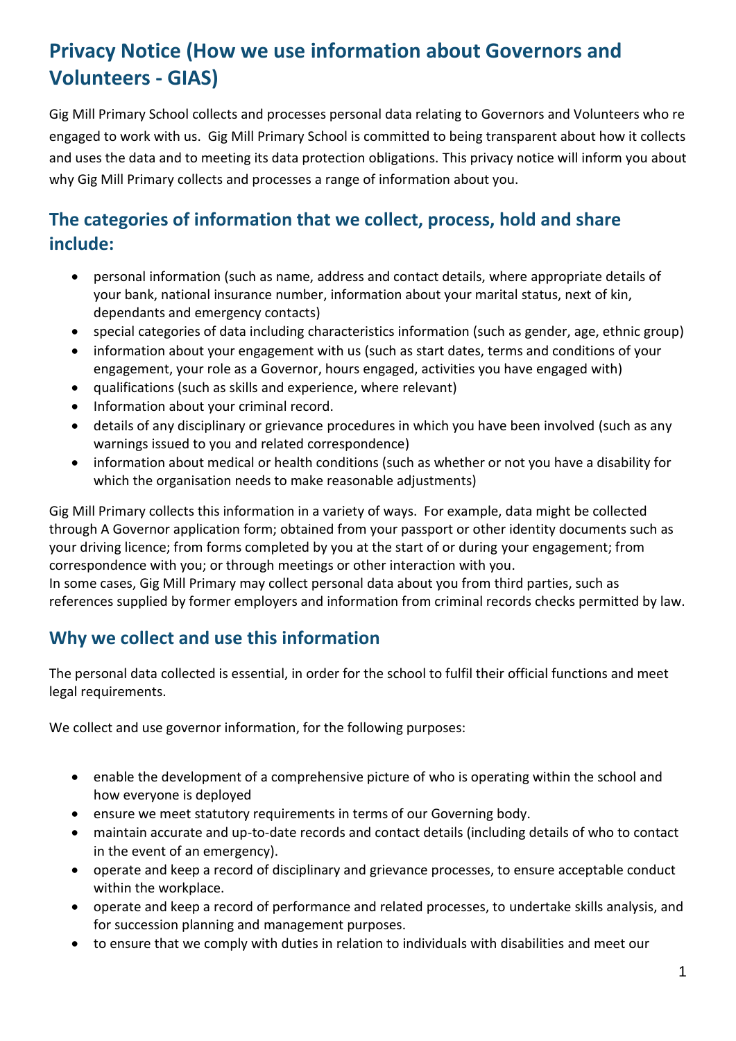# Privacy Notice (How we use information about Governors and Volunteers - GIAS)

Gig Mill Primary School collects and processes personal data relating to Governors and Volunteers who re engaged to work with us. Gig Mill Primary School is committed to being transparent about how it collects and uses the data and to meeting its data protection obligations. This privacy notice will inform you about why Gig Mill Primary collects and processes a range of information about you.

## The categories of information that we collect, process, hold and share include:

- personal information (such as name, address and contact details, where appropriate details of your bank, national insurance number, information about your marital status, next of kin, dependants and emergency contacts)
- special categories of data including characteristics information (such as gender, age, ethnic group)
- information about your engagement with us (such as start dates, terms and conditions of your engagement, your role as a Governor, hours engaged, activities you have engaged with)
- qualifications (such as skills and experience, where relevant)
- Information about your criminal record.
- details of any disciplinary or grievance procedures in which you have been involved (such as any warnings issued to you and related correspondence)
- information about medical or health conditions (such as whether or not you have a disability for which the organisation needs to make reasonable adjustments)

Gig Mill Primary collects this information in a variety of ways. For example, data might be collected through A Governor application form; obtained from your passport or other identity documents such as your driving licence; from forms completed by you at the start of or during your engagement; from correspondence with you; or through meetings or other interaction with you.
In some cases, Gig Mill Primary may collect personal data about you from third parties, such as references supplied by former employers and information from criminal records checks permitted by law.

## Why we collect and use this information

The personal data collected is essential, in order for the school to fulfil their official functions and meet legal requirements.

We collect and use governor information, for the following purposes:

- enable the development of a comprehensive picture of who is operating within the school and how everyone is deployed
- ensure we meet statutory requirements in terms of our Governing body.
- maintain accurate and up-to-date records and contact details (including details of who to contact in the event of an emergency).
- operate and keep a record of disciplinary and grievance processes, to ensure acceptable conduct within the workplace.
- operate and keep a record of performance and related processes, to undertake skills analysis, and for succession planning and management purposes.
- to ensure that we comply with duties in relation to individuals with disabilities and meet our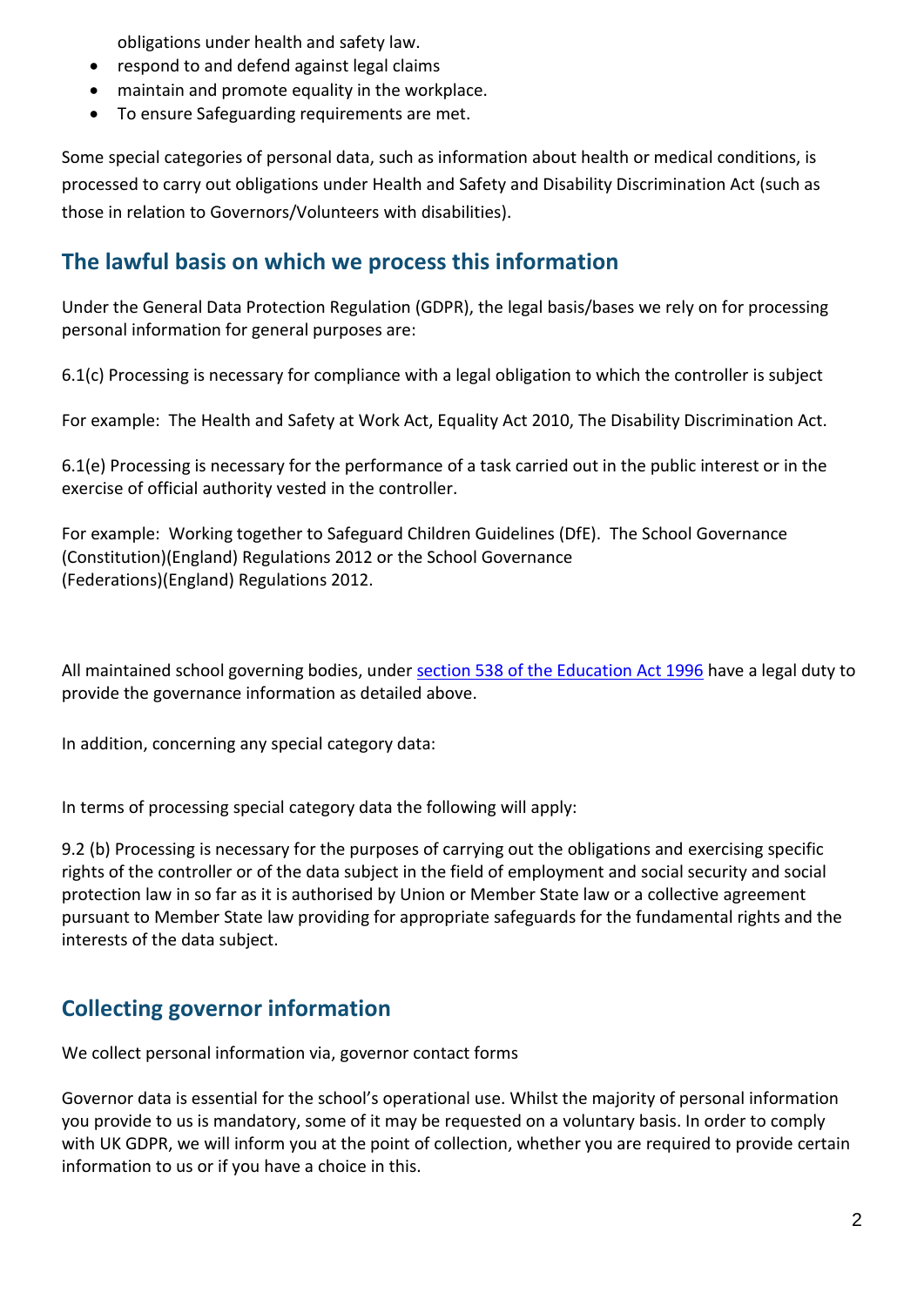obligations under health and safety law.

- respond to and defend against legal claims
- maintain and promote equality in the workplace.
- To ensure Safeguarding requirements are met.

Some special categories of personal data, such as information about health or medical conditions, is processed to carry out obligations under Health and Safety and Disability Discrimination Act (such as those in relation to Governors/Volunteers with disabilities).

## The lawful basis on which we process this information

Under the General Data Protection Regulation (GDPR), the legal basis/bases we rely on for processing personal information for general purposes are:

6.1(c) Processing is necessary for compliance with a legal obligation to which the controller is subject

For example: The Health and Safety at Work Act, Equality Act 2010, The Disability Discrimination Act.

6.1(e) Processing is necessary for the performance of a task carried out in the public interest or in the exercise of official authority vested in the controller.

For example: Working together to Safeguard Children Guidelines (DfE). The School Governance (Constitution)(England) Regulations 2012 or the School Governance (Federations)(England) Regulations 2012.

All maintained school governing bodies, under [section 538 of the Education Act 1996](section 538 of the Education Act 1996) have a legal duty to provide the governance information as detailed above.

In addition, concerning any special category data:

In terms of processing special category data the following will apply:

9.2 (b) Processing is necessary for the purposes of carrying out the obligations and exercising specific rights of the controller or of the data subject in the field of employment and social security and social protection law in so far as it is authorised by Union or Member State law or a collective agreement pursuant to Member State law providing for appropriate safeguards for the fundamental rights and the interests of the data subject.

## Collecting governor information

We collect personal information via, governor contact forms

Governor data is essential for the school's operational use. Whilst the majority of personal information you provide to us is mandatory, some of it may be requested on a voluntary basis. In order to comply with UK GDPR, we will inform you at the point of collection, whether you are required to provide certain information to us or if you have a choice in this.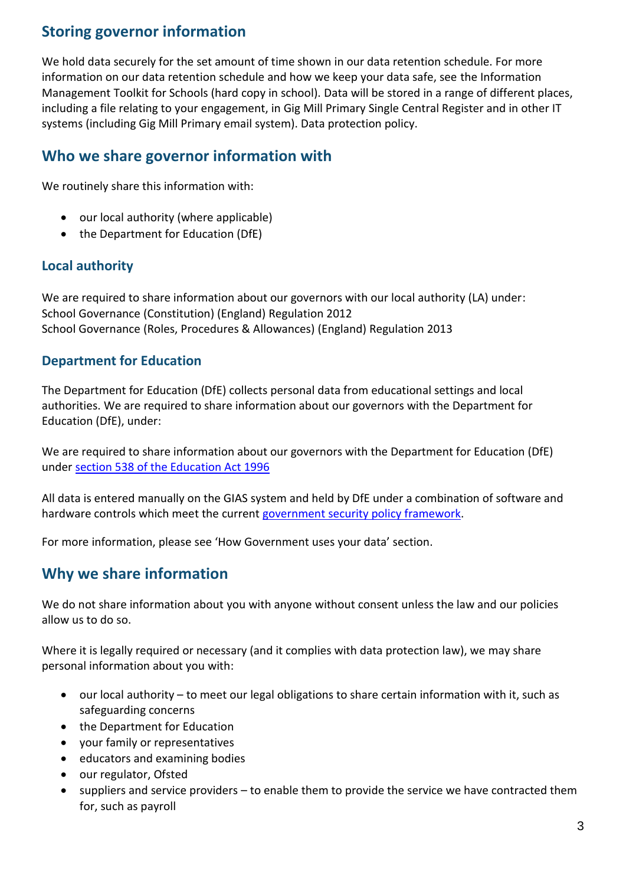## Storing governor information

We hold data securely for the set amount of time shown in our data retention schedule. For more information on our data retention schedule and how we keep your data safe, see the Information Management Toolkit for Schools (hard copy in school). Data will be stored in a range of different places, including a file relating to your engagement, in Gig Mill Primary Single Central Register and in other IT systems (including Gig Mill Primary email system). Data protection policy.

## Who we share governor information with

We routinely share this information with:

- our local authority (where applicable)
- the Department for Education (DfE)

### Local authority

We are required to share information about our governors with our local authority (LA) under:
School Governance (Constitution) (England) Regulation 2012
School Governance (Roles, Procedures & Allowances) (England) Regulation 2013

### Department for Education

The Department for Education (DfE) collects personal data from educational settings and local authorities. We are required to share information about our governors with the Department for Education (DfE), under:

We are required to share information about our governors with the Department for Education (DfE) under section 538 of the Education Act 1996

All data is entered manually on the GIAS system and held by DfE under a combination of software and hardware controls which meet the current government security policy framework.

For more information, please see 'How Government uses your data' section.

## Why we share information

We do not share information about you with anyone without consent unless the law and our policies allow us to do so.

Where it is legally required or necessary (and it complies with data protection law), we may share personal information about you with:

- our local authority – to meet our legal obligations to share certain information with it, such as safeguarding concerns
- the Department for Education
- your family or representatives
- educators and examining bodies
- our regulator, Ofsted
- suppliers and service providers – to enable them to provide the service we have contracted them for, such as payroll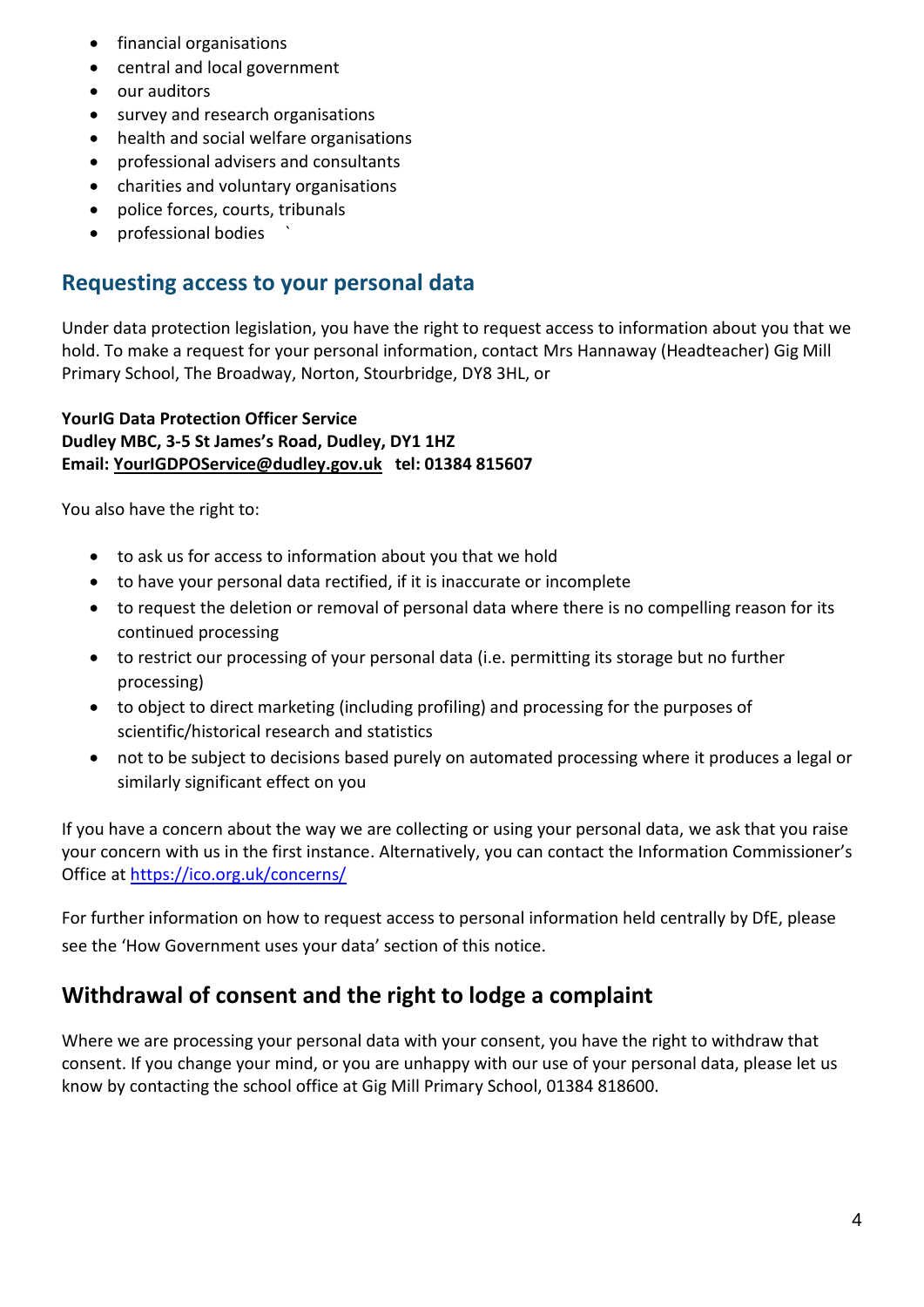- financial organisations
- central and local government
- our auditors
- survey and research organisations
- health and social welfare organisations
- professional advisers and consultants
- charities and voluntary organisations
- police forces, courts, tribunals
- professional bodies `

## Requesting access to your personal data

Under data protection legislation, you have the right to request access to information about you that we hold. To make a request for your personal information, contact Mrs Hannaway (Headteacher) Gig Mill Primary School, The Broadway, Norton, Stourbridge, DY8 3HL, or

**YourIG Data Protection Officer Service**
**Dudley MBC, 3-5 St James's Road, Dudley, DY1 1HZ**
**Email: YourIGDPOService@dudley.gov.uk tel: 01384 815607**

You also have the right to:

- to ask us for access to information about you that we hold
- to have your personal data rectified, if it is inaccurate or incomplete
- to request the deletion or removal of personal data where there is no compelling reason for its continued processing
- to restrict our processing of your personal data (i.e. permitting its storage but no further processing)
- to object to direct marketing (including profiling) and processing for the purposes of scientific/historical research and statistics
- not to be subject to decisions based purely on automated processing where it produces a legal or similarly significant effect on you

If you have a concern about the way we are collecting or using your personal data, we ask that you raise your concern with us in the first instance. Alternatively, you can contact the Information Commissioner's Office at https://ico.org.uk/concerns/

For further information on how to request access to personal information held centrally by DfE, please see the 'How Government uses your data' section of this notice.

## Withdrawal of consent and the right to lodge a complaint

Where we are processing your personal data with your consent, you have the right to withdraw that consent. If you change your mind, or you are unhappy with our use of your personal data, please let us know by contacting the school office at Gig Mill Primary School, 01384 818600.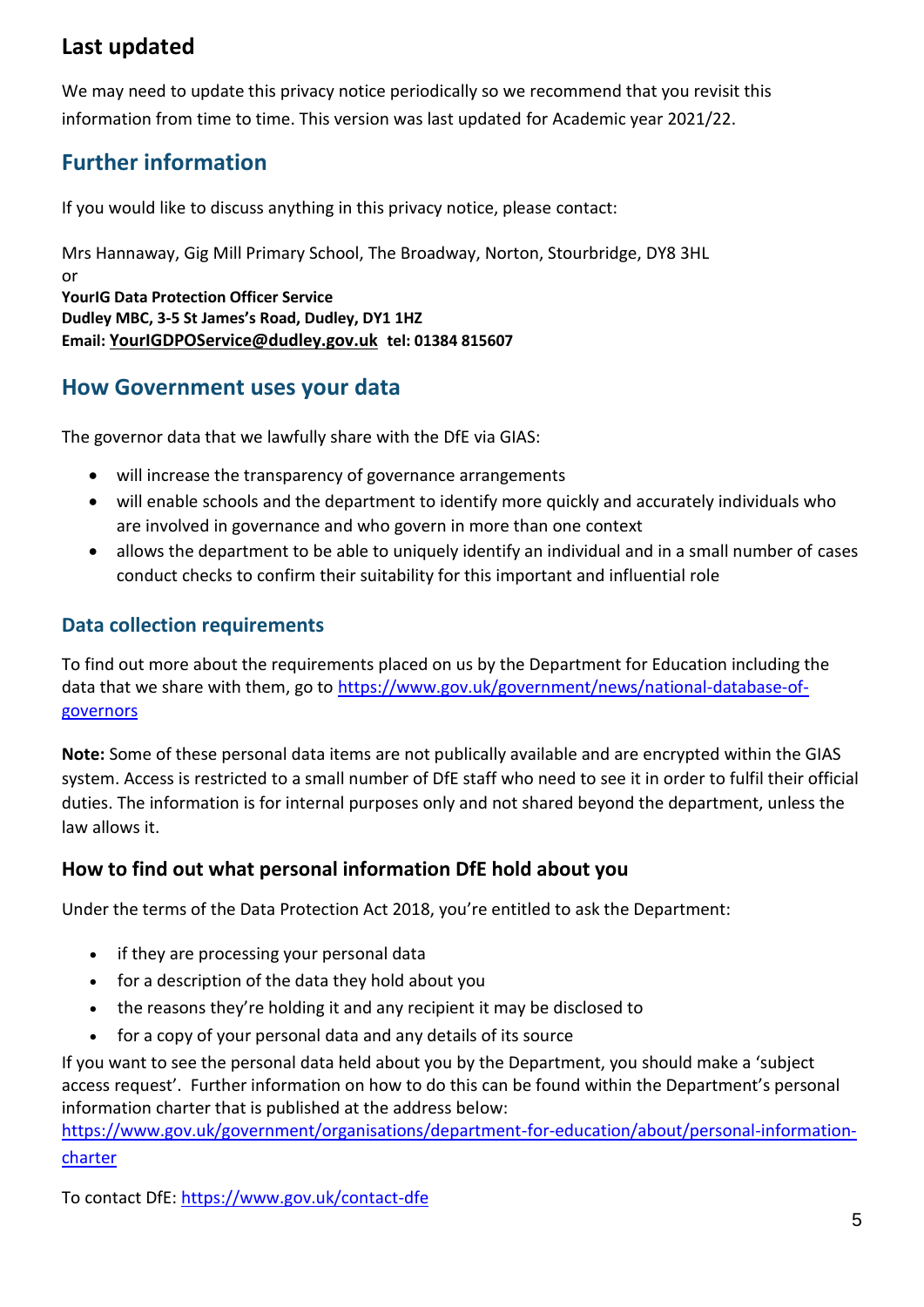## Last updated

We may need to update this privacy notice periodically so we recommend that you revisit this information from time to time. This version was last updated for Academic year 2021/22.

## Further information

If you would like to discuss anything in this privacy notice, please contact:

Mrs Hannaway, Gig Mill Primary School, The Broadway, Norton, Stourbridge, DY8 3HL
or
**YourIG Data Protection Officer Service**
**Dudley MBC, 3-5 St James's Road, Dudley, DY1 1HZ**
**Email: YourIGDPOService@dudley.gov.uk tel: 01384 815607**

## How Government uses your data

The governor data that we lawfully share with the DfE via GIAS:

- will increase the transparency of governance arrangements
- will enable schools and the department to identify more quickly and accurately individuals who are involved in governance and who govern in more than one context
- allows the department to be able to uniquely identify an individual and in a small number of cases conduct checks to confirm their suitability for this important and influential role

### Data collection requirements

To find out more about the requirements placed on us by the Department for Education including the data that we share with them, go to https://www.gov.uk/government/news/national-database-of-governors

**Note:** Some of these personal data items are not publically available and are encrypted within the GIAS system. Access is restricted to a small number of DfE staff who need to see it in order to fulfil their official duties. The information is for internal purposes only and not shared beyond the department, unless the law allows it.

### How to find out what personal information DfE hold about you

Under the terms of the Data Protection Act 2018, you're entitled to ask the Department:

- if they are processing your personal data
- for a description of the data they hold about you
- the reasons they're holding it and any recipient it may be disclosed to
- for a copy of your personal data and any details of its source

If you want to see the personal data held about you by the Department, you should make a 'subject access request'. Further information on how to do this can be found within the Department's personal information charter that is published at the address below:
https://www.gov.uk/government/organisations/department-for-education/about/personal-information-charter

To contact DfE: https://www.gov.uk/contact-dfe